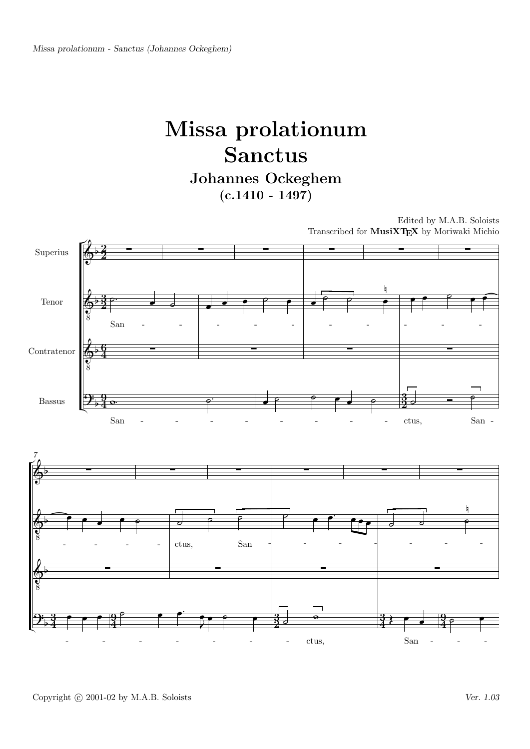# Missa prolationum
# Sanctus

## Johannes Ockeghem
### (c.1410 - 1497)

Edited by M.A.B. Soloists
Transcribed for **MusiXTEX** by Moriwaki Michio

Superius

Tenor

San - - - - - - - - - - - - ctus, San - - - - - - -

Contratenor

Bassus

San - - - - - - - - ctus, San - - - - - - - - - ctus, San - - -

Copyright © 2001-02 by M.A.B. Soloists

*Ver. 1.03*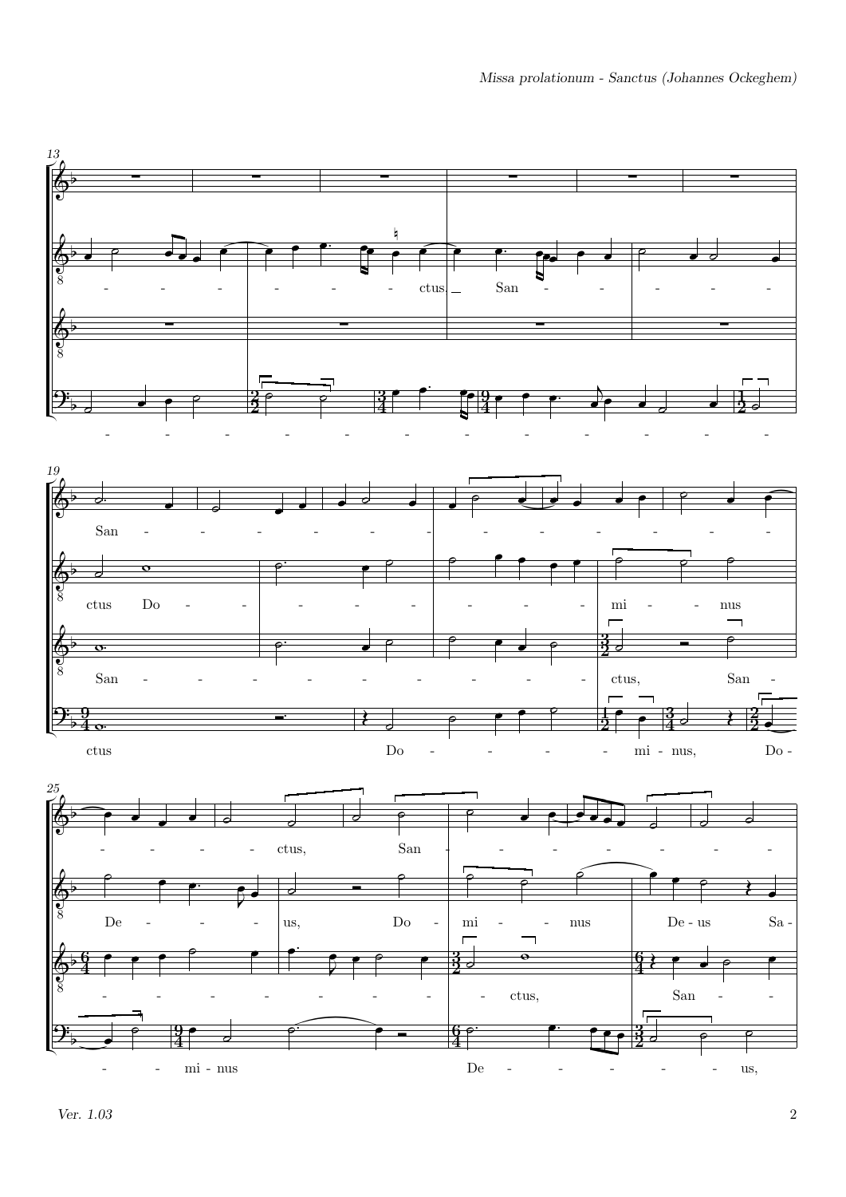13

- - - - - - ctus. _ San - - - - - - -

- - - - - - - - - - - - -

19

San - - - - - - - - - - - - - - -

ctus Do - - - - - - - - - mi - - nus

San - - - - - - - - - - ctus, San -

ctus Do - - - - - mi - nus, Do -

25

- - - - - ctus, San - - - - - - - - -

De - - - - us, Do - mi - - nus De - us Sa -

- - - - - - - - - - ctus, San - -

- - mi - nus De - - - - - - us,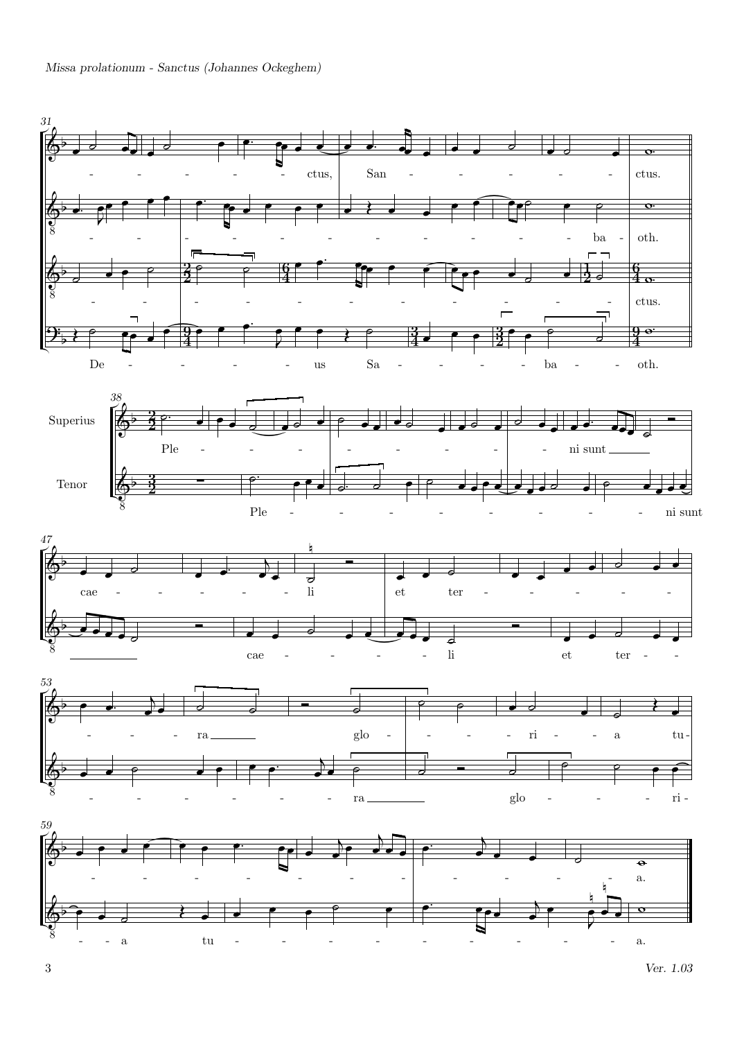*Missa prolationum - Sanctus (Johannes Ockeghem)*

Superius

Tenor

*Ver. 1.03*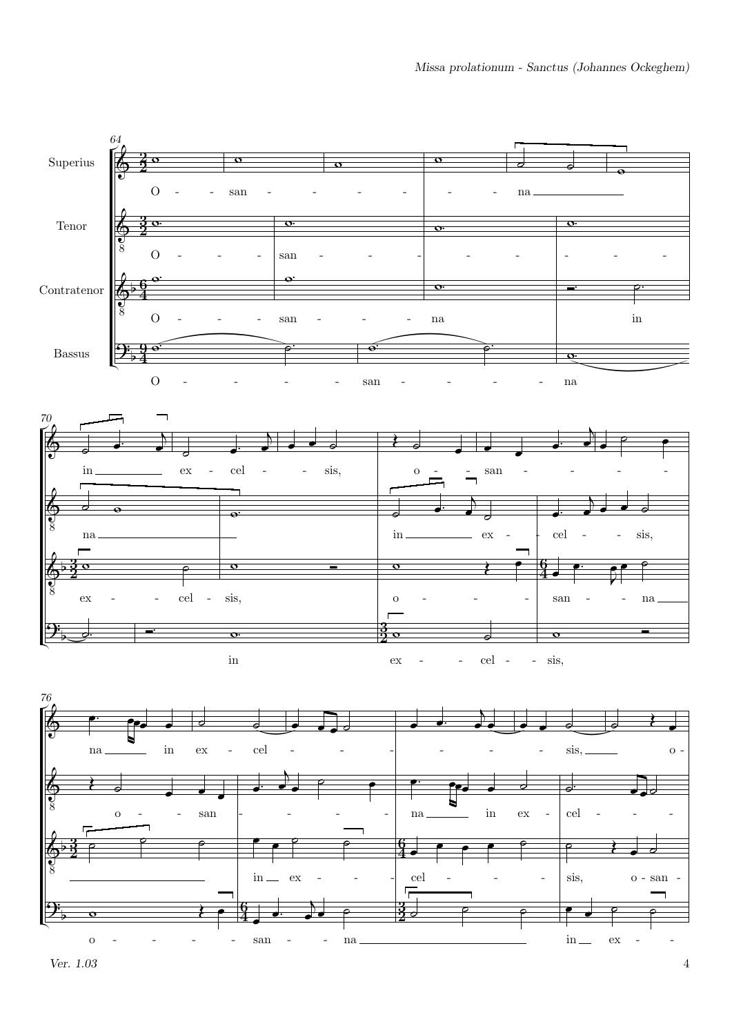Superius

Tenor

Contratenor

Bassus

O - - san - - - - - - na in ex - cel - - sis, o - - san - - - - na in ex - cel - - - - - - - sis, o -

O - - - san - - - - - - - - na in ex - - cel - - sis, o - - san - - - - na in ex - cel - - -

O - - - san - - - - na in ex - - cel - sis, o - - - san - - na in ex - - - cel - - - sis, o - san -

O - - - - - san - - - - - na in ex - - - cel - - sis, o - - - - - san - - - na in ex - -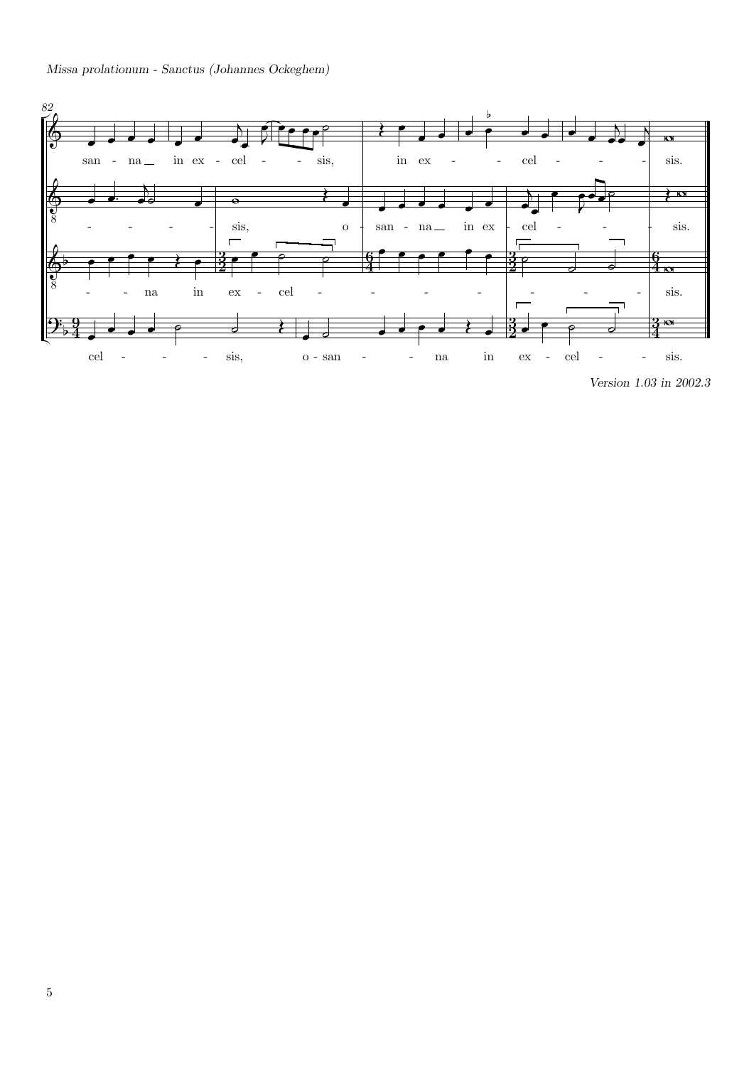*Missa prolationum - Sanctus (Johannes Ockeghem)*

*Version 1.03 in 2002.3*